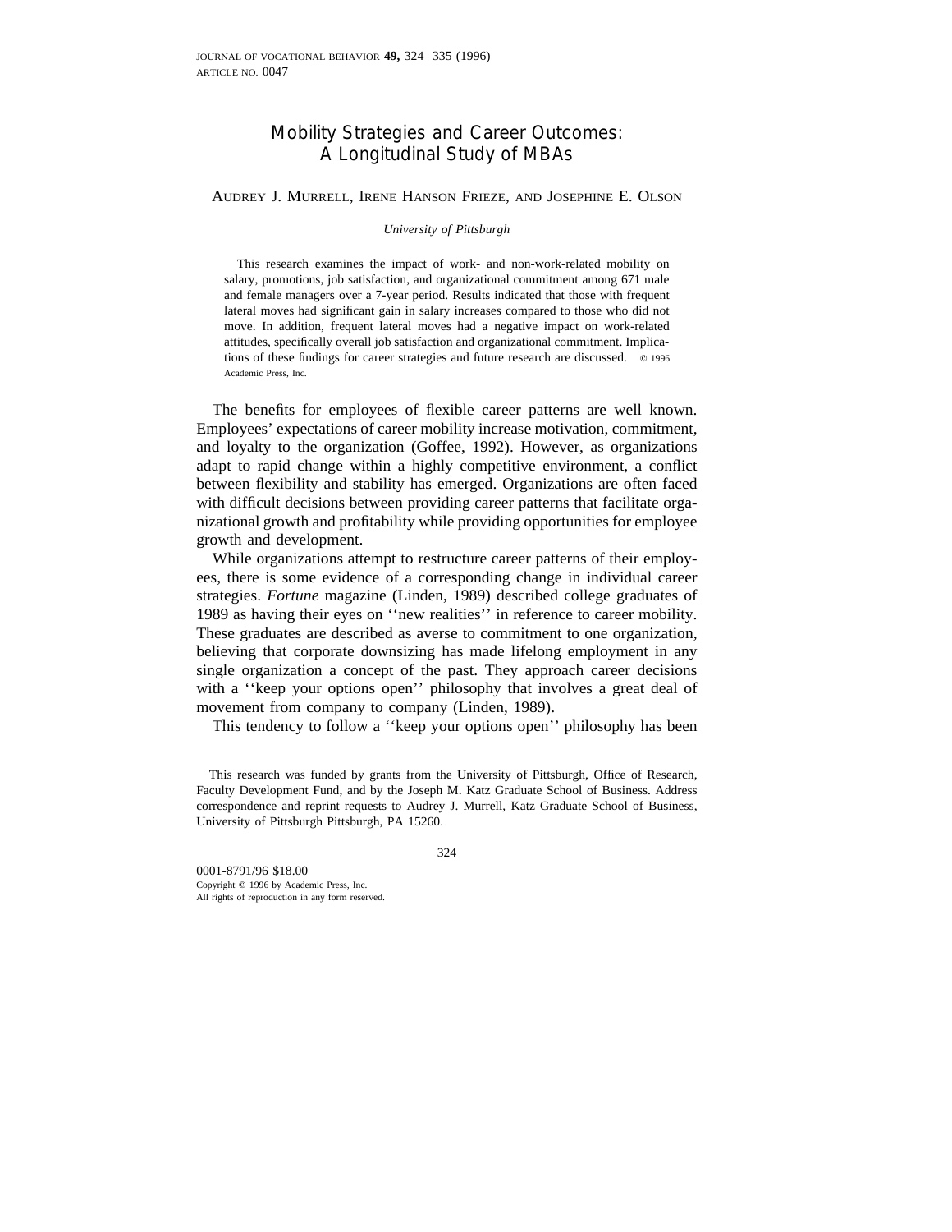# Mobility Strategies and Career Outcomes: A Longitudinal Study of MBAs

Audrey J. Murrell, Irene Hanson Frieze, and Josephine E. Olson

*University of Pittsburgh*

This research examines the impact of work- and non-work-related mobility on salary, promotions, job satisfaction, and organizational commitment among 671 male and female managers over a 7-year period. Results indicated that those with frequent lateral moves had significant gain in salary increases compared to those who did not move. In addition, frequent lateral moves had a negative impact on work-related attitudes, specifically overall job satisfaction and organizational commitment. Implications of these findings for career strategies and future research are discussed. © 1996 Academic Press, Inc.

The benefits for employees of flexible career patterns are well known. Employees' expectations of career mobility increase motivation, commitment, and loyalty to the organization (Goffee, 1992). However, as organizations adapt to rapid change within a highly competitive environment, a conflict between flexibility and stability has emerged. Organizations are often faced with difficult decisions between providing career patterns that facilitate organizational growth and profitability while providing opportunities for employee growth and development.

While organizations attempt to restructure career patterns of their employees, there is some evidence of a corresponding change in individual career strategies. *Fortune* magazine (Linden, 1989) described college graduates of 1989 as having their eyes on ''new realities'' in reference to career mobility. These graduates are described as averse to commitment to one organization, believing that corporate downsizing has made lifelong employment in any single organization a concept of the past. They approach career decisions with a ''keep your options open'' philosophy that involves a great deal of movement from company to company (Linden, 1989).

This tendency to follow a ''keep your options open'' philosophy has been

This research was funded by grants from the University of Pittsburgh, Office of Research, Faculty Development Fund, and by the Joseph M. Katz Graduate School of Business. Address correspondence and reprint requests to Audrey J. Murrell, Katz Graduate School of Business, University of Pittsburgh Pittsburgh, PA 15260.

0001-8791/96 $18.00
Copyright © 1996 by Academic Press, Inc.
All rights of reproduction in any form reserved.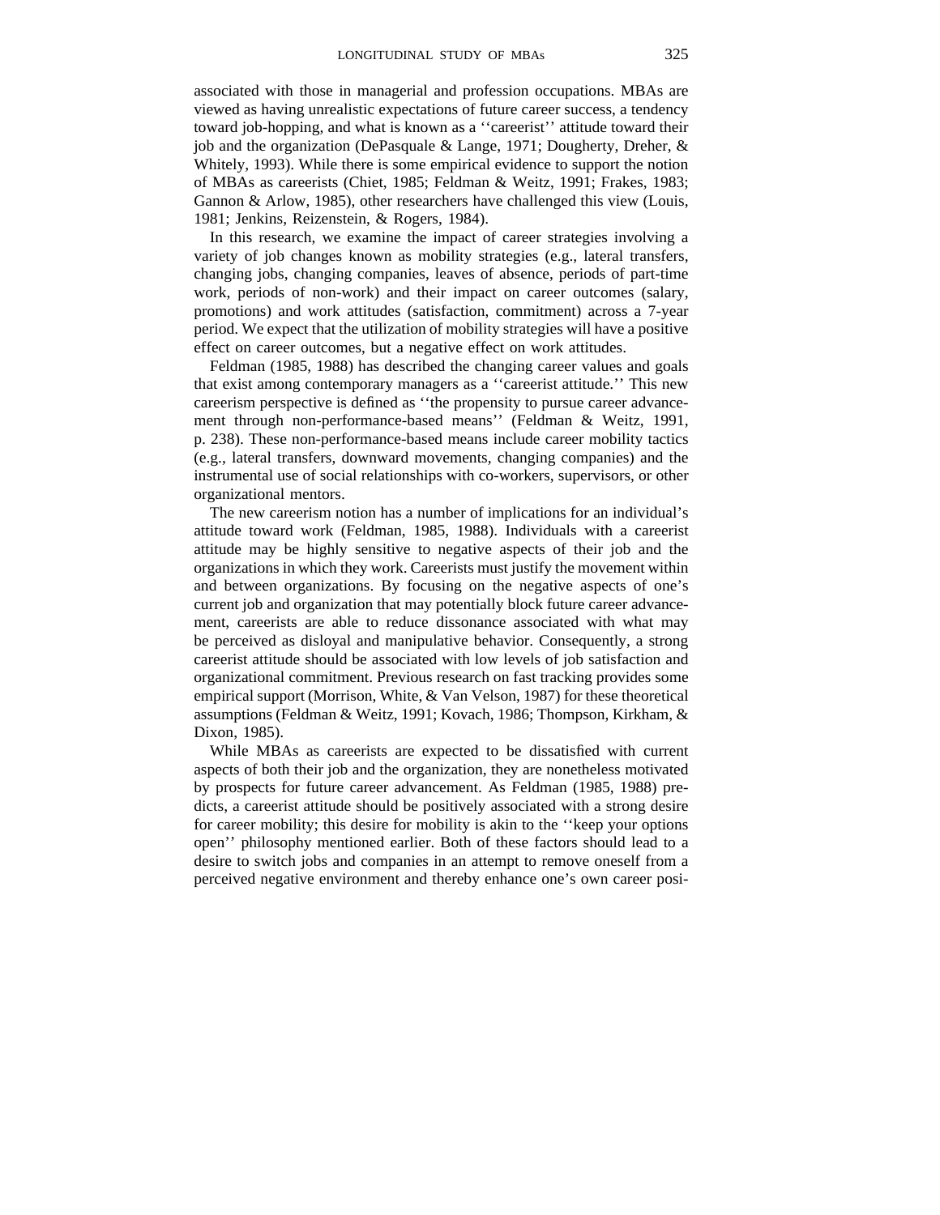associated with those in managerial and profession occupations. MBAs are viewed as having unrealistic expectations of future career success, a tendency toward job-hopping, and what is known as a ''careerist'' attitude toward their job and the organization (DePasquale & Lange, 1971; Dougherty, Dreher, & Whitely, 1993). While there is some empirical evidence to support the notion of MBAs as careerists (Chiet, 1985; Feldman & Weitz, 1991; Frakes, 1983; Gannon & Arlow, 1985), other researchers have challenged this view (Louis, 1981; Jenkins, Reizenstein, & Rogers, 1984).

In this research, we examine the impact of career strategies involving a variety of job changes known as mobility strategies (e.g., lateral transfers, changing jobs, changing companies, leaves of absence, periods of part-time work, periods of non-work) and their impact on career outcomes (salary, promotions) and work attitudes (satisfaction, commitment) across a 7-year period. We expect that the utilization of mobility strategies will have a positive effect on career outcomes, but a negative effect on work attitudes.

Feldman (1985, 1988) has described the changing career values and goals that exist among contemporary managers as a ''careerist attitude.'' This new careerism perspective is defined as ''the propensity to pursue career advancement through non-performance-based means'' (Feldman & Weitz, 1991, p. 238). These non-performance-based means include career mobility tactics (e.g., lateral transfers, downward movements, changing companies) and the instrumental use of social relationships with co-workers, supervisors, or other organizational mentors.

The new careerism notion has a number of implications for an individual's attitude toward work (Feldman, 1985, 1988). Individuals with a careerist attitude may be highly sensitive to negative aspects of their job and the organizations in which they work. Careerists must justify the movement within and between organizations. By focusing on the negative aspects of one's current job and organization that may potentially block future career advancement, careerists are able to reduce dissonance associated with what may be perceived as disloyal and manipulative behavior. Consequently, a strong careerist attitude should be associated with low levels of job satisfaction and organizational commitment. Previous research on fast tracking provides some empirical support (Morrison, White, & Van Velson, 1987) for these theoretical assumptions (Feldman & Weitz, 1991; Kovach, 1986; Thompson, Kirkham, & Dixon, 1985).

While MBAs as careerists are expected to be dissatisfied with current aspects of both their job and the organization, they are nonetheless motivated by prospects for future career advancement. As Feldman (1985, 1988) predicts, a careerist attitude should be positively associated with a strong desire for career mobility; this desire for mobility is akin to the ''keep your options open'' philosophy mentioned earlier. Both of these factors should lead to a desire to switch jobs and companies in an attempt to remove oneself from a perceived negative environment and thereby enhance one's own career posi-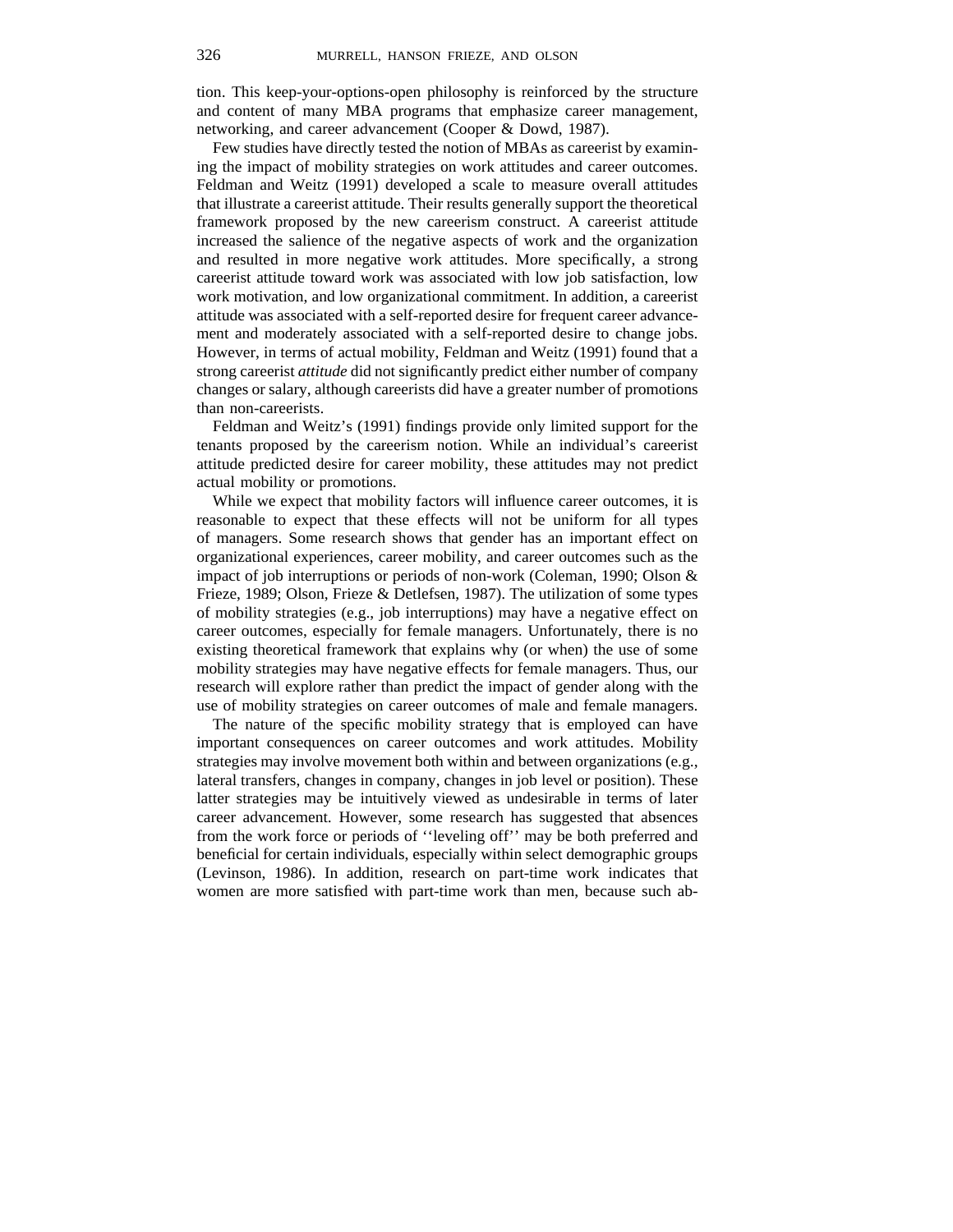tion. This keep-your-options-open philosophy is reinforced by the structure and content of many MBA programs that emphasize career management, networking, and career advancement (Cooper & Dowd, 1987).

Few studies have directly tested the notion of MBAs as careerist by examining the impact of mobility strategies on work attitudes and career outcomes. Feldman and Weitz (1991) developed a scale to measure overall attitudes that illustrate a careerist attitude. Their results generally support the theoretical framework proposed by the new careerism construct. A careerist attitude increased the salience of the negative aspects of work and the organization and resulted in more negative work attitudes. More specifically, a strong careerist attitude toward work was associated with low job satisfaction, low work motivation, and low organizational commitment. In addition, a careerist attitude was associated with a self-reported desire for frequent career advancement and moderately associated with a self-reported desire to change jobs. However, in terms of actual mobility, Feldman and Weitz (1991) found that a strong careerist *attitude* did not significantly predict either number of company changes or salary, although careerists did have a greater number of promotions than non-careerists.

Feldman and Weitz's (1991) findings provide only limited support for the tenants proposed by the careerism notion. While an individual's careerist attitude predicted desire for career mobility, these attitudes may not predict actual mobility or promotions.

While we expect that mobility factors will influence career outcomes, it is reasonable to expect that these effects will not be uniform for all types of managers. Some research shows that gender has an important effect on organizational experiences, career mobility, and career outcomes such as the impact of job interruptions or periods of non-work (Coleman, 1990; Olson & Frieze, 1989; Olson, Frieze & Detlefsen, 1987). The utilization of some types of mobility strategies (e.g., job interruptions) may have a negative effect on career outcomes, especially for female managers. Unfortunately, there is no existing theoretical framework that explains why (or when) the use of some mobility strategies may have negative effects for female managers. Thus, our research will explore rather than predict the impact of gender along with the use of mobility strategies on career outcomes of male and female managers.

The nature of the specific mobility strategy that is employed can have important consequences on career outcomes and work attitudes. Mobility strategies may involve movement both within and between organizations (e.g., lateral transfers, changes in company, changes in job level or position). These latter strategies may be intuitively viewed as undesirable in terms of later career advancement. However, some research has suggested that absences from the work force or periods of ''leveling off'' may be both preferred and beneficial for certain individuals, especially within select demographic groups (Levinson, 1986). In addition, research on part-time work indicates that women are more satisfied with part-time work than men, because such ab-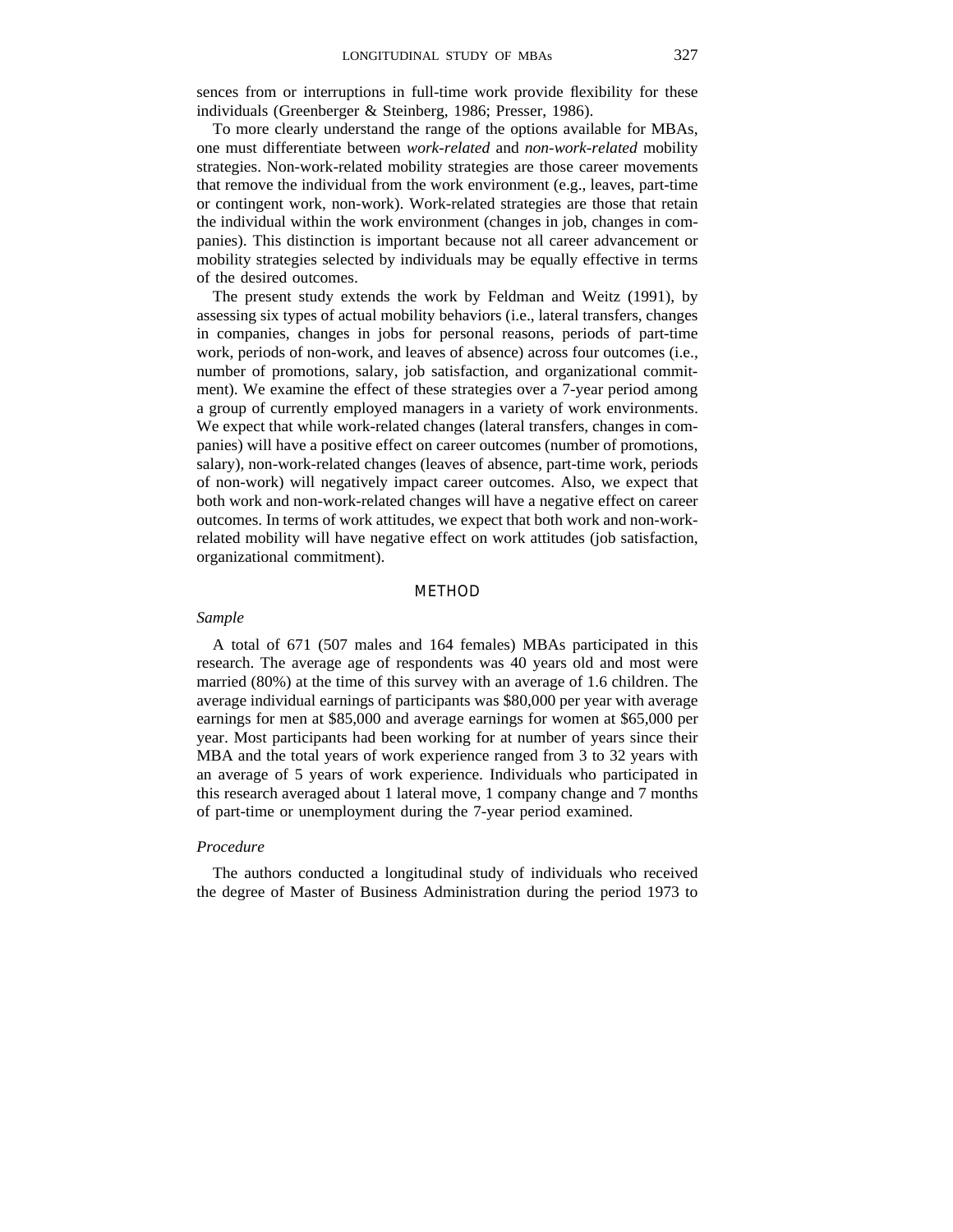sences from or interruptions in full-time work provide flexibility for these individuals (Greenberger & Steinberg, 1986; Presser, 1986).

To more clearly understand the range of the options available for MBAs, one must differentiate between *work-related* and *non-work-related* mobility strategies. Non-work-related mobility strategies are those career movements that remove the individual from the work environment (e.g., leaves, part-time or contingent work, non-work). Work-related strategies are those that retain the individual within the work environment (changes in job, changes in companies). This distinction is important because not all career advancement or mobility strategies selected by individuals may be equally effective in terms of the desired outcomes.

The present study extends the work by Feldman and Weitz (1991), by assessing six types of actual mobility behaviors (i.e., lateral transfers, changes in companies, changes in jobs for personal reasons, periods of part-time work, periods of non-work, and leaves of absence) across four outcomes (i.e., number of promotions, salary, job satisfaction, and organizational commitment). We examine the effect of these strategies over a 7-year period among a group of currently employed managers in a variety of work environments. We expect that while work-related changes (lateral transfers, changes in companies) will have a positive effect on career outcomes (number of promotions, salary), non-work-related changes (leaves of absence, part-time work, periods of non-work) will negatively impact career outcomes. Also, we expect that both work and non-work-related changes will have a negative effect on career outcomes. In terms of work attitudes, we expect that both work and non-work-related mobility will have negative effect on work attitudes (job satisfaction, organizational commitment).

## METHOD

### *Sample*

A total of 671 (507 males and 164 females) MBAs participated in this research. The average age of respondents was 40 years old and most were married (80%) at the time of this survey with an average of 1.6 children. The average individual earnings of participants was $80,000 per year with average earnings for men at $85,000 and average earnings for women at $65,000 per year. Most participants had been working for at number of years since their MBA and the total years of work experience ranged from 3 to 32 years with an average of 5 years of work experience. Individuals who participated in this research averaged about 1 lateral move, 1 company change and 7 months of part-time or unemployment during the 7-year period examined.

### *Procedure*

The authors conducted a longitudinal study of individuals who received the degree of Master of Business Administration during the period 1973 to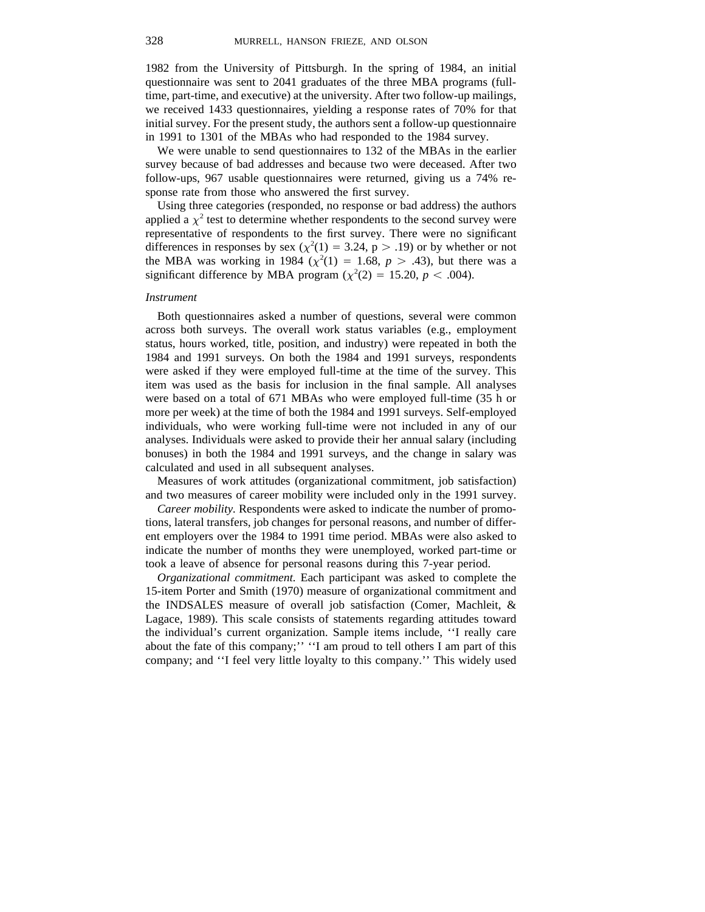1982 from the University of Pittsburgh. In the spring of 1984, an initial questionnaire was sent to 2041 graduates of the three MBA programs (full-time, part-time, and executive) at the university. After two follow-up mailings, we received 1433 questionnaires, yielding a response rates of 70% for that initial survey. For the present study, the authors sent a follow-up questionnaire in 1991 to 1301 of the MBAs who had responded to the 1984 survey.

We were unable to send questionnaires to 132 of the MBAs in the earlier survey because of bad addresses and because two were deceased. After two follow-ups, 967 usable questionnaires were returned, giving us a 74% response rate from those who answered the first survey.

Using three categories (responded, no response or bad address) the authors applied a $\chi^2$ test to determine whether respondents to the second survey were representative of respondents to the first survey. There were no significant differences in responses by sex ($\chi^2(1) = 3.24$, $p > .19$) or by whether or not the MBA was working in 1984 ($\chi^2(1) = 1.68$, $p > .43$), but there was a significant difference by MBA program ($\chi^2(2) = 15.20$, $p < .004$).

*Instrument*

Both questionnaires asked a number of questions, several were common across both surveys. The overall work status variables (e.g., employment status, hours worked, title, position, and industry) were repeated in both the 1984 and 1991 surveys. On both the 1984 and 1991 surveys, respondents were asked if they were employed full-time at the time of the survey. This item was used as the basis for inclusion in the final sample. All analyses were based on a total of 671 MBAs who were employed full-time (35 h or more per week) at the time of both the 1984 and 1991 surveys. Self-employed individuals, who were working full-time were not included in any of our analyses. Individuals were asked to provide their her annual salary (including bonuses) in both the 1984 and 1991 surveys, and the change in salary was calculated and used in all subsequent analyses.

Measures of work attitudes (organizational commitment, job satisfaction) and two measures of career mobility were included only in the 1991 survey.

*Career mobility.* Respondents were asked to indicate the number of promotions, lateral transfers, job changes for personal reasons, and number of different employers over the 1984 to 1991 time period. MBAs were also asked to indicate the number of months they were unemployed, worked part-time or took a leave of absence for personal reasons during this 7-year period.

*Organizational commitment.* Each participant was asked to complete the 15-item Porter and Smith (1970) measure of organizational commitment and the INDSALES measure of overall job satisfaction (Comer, Machleit, & Lagace, 1989). This scale consists of statements regarding attitudes toward the individual's current organization. Sample items include, ''I really care about the fate of this company;'' ''I am proud to tell others I am part of this company; and ''I feel very little loyalty to this company.'' This widely used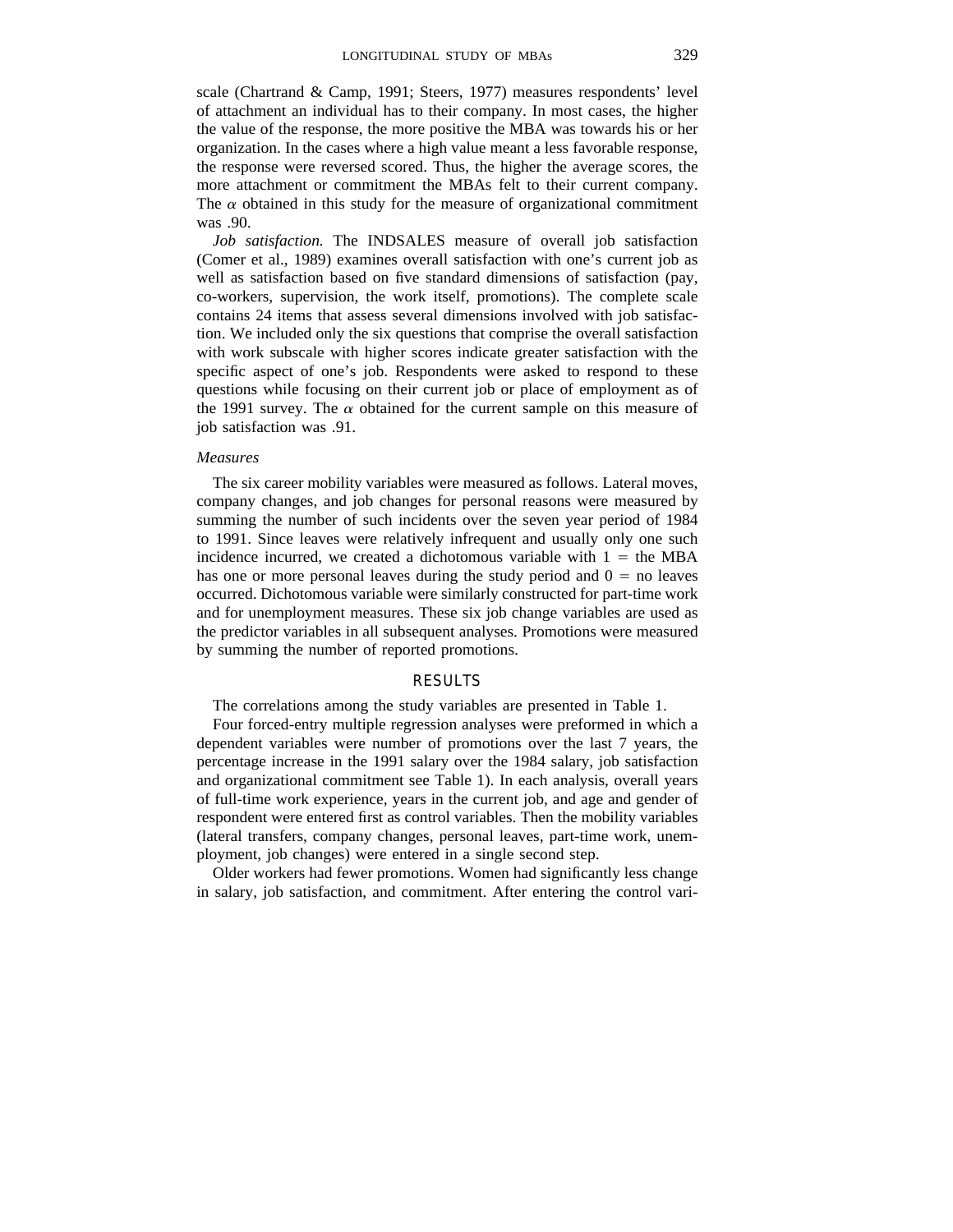scale (Chartrand & Camp, 1991; Steers, 1977) measures respondents' level of attachment an individual has to their company. In most cases, the higher the value of the response, the more positive the MBA was towards his or her organization. In the cases where a high value meant a less favorable response, the response were reversed scored. Thus, the higher the average scores, the more attachment or commitment the MBAs felt to their current company. The $\alpha$ obtained in this study for the measure of organizational commitment was .90.

*Job satisfaction.* The INDSALES measure of overall job satisfaction (Comer et al., 1989) examines overall satisfaction with one's current job as well as satisfaction based on five standard dimensions of satisfaction (pay, co-workers, supervision, the work itself, promotions). The complete scale contains 24 items that assess several dimensions involved with job satisfaction. We included only the six questions that comprise the overall satisfaction with work subscale with higher scores indicate greater satisfaction with the specific aspect of one's job. Respondents were asked to respond to these questions while focusing on their current job or place of employment as of the 1991 survey. The $\alpha$ obtained for the current sample on this measure of job satisfaction was .91.

*Measures*

The six career mobility variables were measured as follows. Lateral moves, company changes, and job changes for personal reasons were measured by summing the number of such incidents over the seven year period of 1984 to 1991. Since leaves were relatively infrequent and usually only one such incidence incurred, we created a dichotomous variable with $1 =$ the MBA has one or more personal leaves during the study period and $0 =$ no leaves occurred. Dichotomous variable were similarly constructed for part-time work and for unemployment measures. These six job change variables are used as the predictor variables in all subsequent analyses. Promotions were measured by summing the number of reported promotions.

## RESULTS

The correlations among the study variables are presented in Table 1.

Four forced-entry multiple regression analyses were preformed in which a dependent variables were number of promotions over the last 7 years, the percentage increase in the 1991 salary over the 1984 salary, job satisfaction and organizational commitment see Table 1). In each analysis, overall years of full-time work experience, years in the current job, and age and gender of respondent were entered first as control variables. Then the mobility variables (lateral transfers, company changes, personal leaves, part-time work, unemployment, job changes) were entered in a single second step.

Older workers had fewer promotions. Women had significantly less change in salary, job satisfaction, and commitment. After entering the control vari-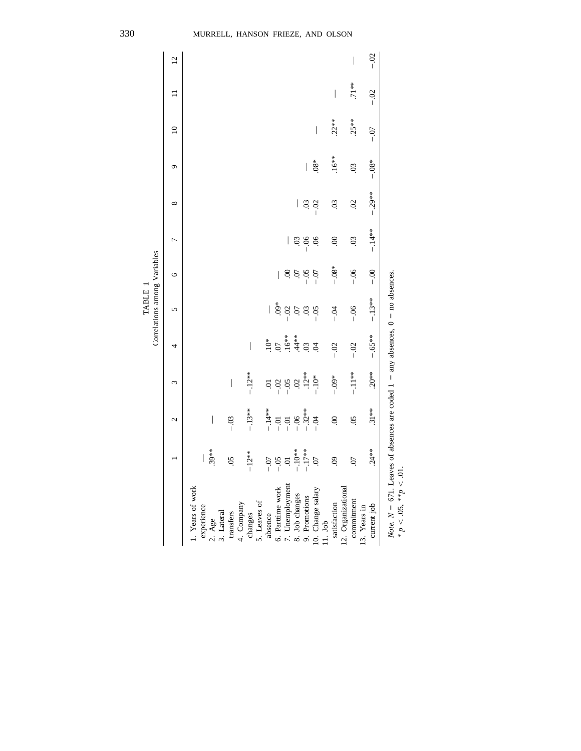TABLE 1
Correlations among Variables

| | 1 | 2 | 3 | 4 | 5 | 6 | 7 | 8 | 9 | 10 | 11 | 12 |
|---|---|---|---|---|---|---|---|---|---|---|---|---|
| 1. Years of work experience | — | | | | | | | | | | | |
| 2. Age | .39** | — | | | | | | | | | | |
| 3. Lateral transfers | .05 | −.03 | — | | | | | | | | | |
| 4. Company changes | −.12** | −.13** | −.12** | — | | | | | | | | |
| 5. Leaves of absence | −.07 | −.14** | .01 | .10* | — | | | | | | | |
| 6. Parttime work | −.05 | −.01 | −.02 | .07 | .09* | — | | | | | | |
| 7. Unemployment | .01 | −.01 | −.05 | .16** | −.02 | .00 | — | | | | | |
| 8. Job changes | −.10** | −.06 | .02 | .44** | .07 | .07 | .03 | — | | | | |
| 9. Promotions | −.17** | −.32** | .12** | .03 | .03 | −.05 | −.06 | .03 | — | | | |
| 10. Change salary | .07 | −.04 | −.10* | .04 | −.05 | −.07 | .06 | −.02 | .08* | — | | |
| 11. Job satisfaction | .09 | .00 | −.09* | −.02 | −.04 | −.08* | .00 | .03 | .16** | .22** | — | |
| 12. Organizational commitment | .07 | .05 | −.11** | −.02 | −.06 | −.06 | .03 | .02 | .03 | .25** | .71** | — |
| 13. Years in current job | .24** | .31** | .20** | −.65** | −.13** | −.00 | −.14** | −.29** | −.08* | −.07 | −.02 | −.02 |

*Note.* $N = 671$. Leaves of absences are coded 1 = any absences, 0 = no absences.
\* $p < .05$, \*\* $p < .01$.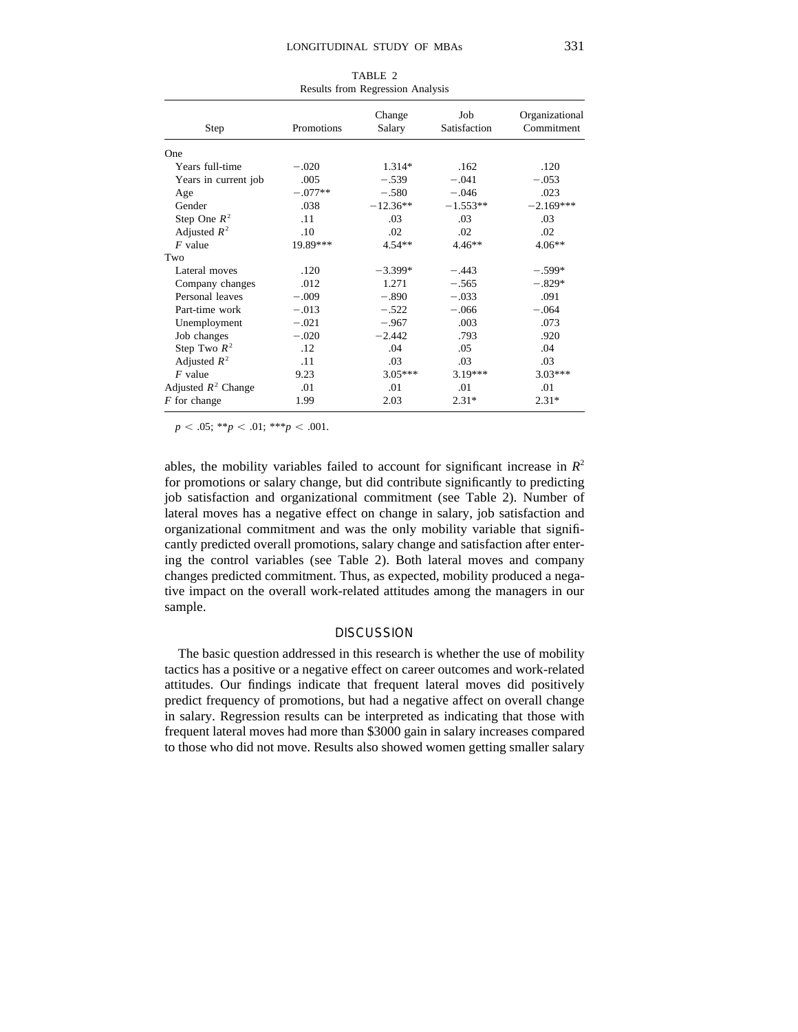TABLE 2
Results from Regression Analysis

| Step | Promotions | Change Salary | Job Satisfaction | Organizational Commitment |
|---|---|---|---|---|
| One | | | | |
| Years full-time | −.020 | 1.314* | .162 | .120 |
| Years in current job | .005 | −.539 | −.041 | −.053 |
| Age | −.077** | −.580 | −.046 | .023 |
| Gender | .038 | −12.36** | −1.553** | −2.169*** |
| Step One $R^2$ | .11 | .03 | .03 | .03 |
| Adjusted $R^2$ | .10 | .02 | .02 | .02 |
| *F* value | 19.89*** | 4.54** | 4.46** | 4.06** |
| Two | | | | |
| Lateral moves | .120 | −3.399* | −.443 | −.599* |
| Company changes | .012 | 1.271 | −.565 | −.829* |
| Personal leaves | −.009 | −.890 | −.033 | .091 |
| Part-time work | −.013 | −.522 | −.066 | −.064 |
| Unemployment | −.021 | −.967 | .003 | .073 |
| Job changes | −.020 | −2.442 | .793 | .920 |
| Step Two $R^2$ | .12 | .04 | .05 | .04 |
| Adjusted $R^2$ | .11 | .03 | .03 | .03 |
| *F* value | 9.23 | 3.05*** | 3.19*** | 3.03*** |
| Adjusted $R^2$ Change | .01 | .01 | .01 | .01 |
| *F* for change | 1.99 | 2.03 | 2.31* | 2.31* |

$p < .05$; ** $p < .01$; *** $p < .001$.

ables, the mobility variables failed to account for significant increase in $R^2$ for promotions or salary change, but did contribute significantly to predicting job satisfaction and organizational commitment (see Table 2). Number of lateral moves has a negative effect on change in salary, job satisfaction and organizational commitment and was the only mobility variable that significantly predicted overall promotions, salary change and satisfaction after entering the control variables (see Table 2). Both lateral moves and company changes predicted commitment. Thus, as expected, mobility produced a negative impact on the overall work-related attitudes among the managers in our sample.

## DISCUSSION

The basic question addressed in this research is whether the use of mobility tactics has a positive or a negative effect on career outcomes and work-related attitudes. Our findings indicate that frequent lateral moves did positively predict frequency of promotions, but had a negative affect on overall change in salary. Regression results can be interpreted as indicating that those with frequent lateral moves had more than \$3000 gain in salary increases compared to those who did not move. Results also showed women getting smaller salary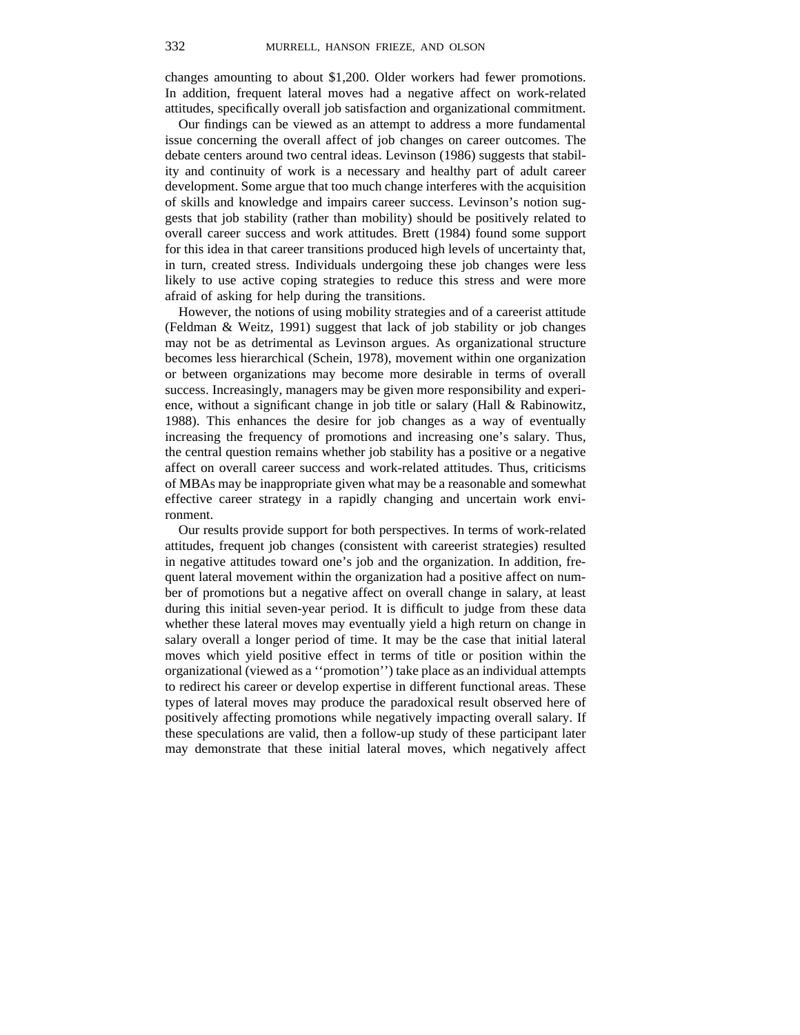changes amounting to about $1,200. Older workers had fewer promotions. In addition, frequent lateral moves had a negative affect on work-related attitudes, specifically overall job satisfaction and organizational commitment.

Our findings can be viewed as an attempt to address a more fundamental issue concerning the overall affect of job changes on career outcomes. The debate centers around two central ideas. Levinson (1986) suggests that stability and continuity of work is a necessary and healthy part of adult career development. Some argue that too much change interferes with the acquisition of skills and knowledge and impairs career success. Levinson's notion suggests that job stability (rather than mobility) should be positively related to overall career success and work attitudes. Brett (1984) found some support for this idea in that career transitions produced high levels of uncertainty that, in turn, created stress. Individuals undergoing these job changes were less likely to use active coping strategies to reduce this stress and were more afraid of asking for help during the transitions.

However, the notions of using mobility strategies and of a careerist attitude (Feldman & Weitz, 1991) suggest that lack of job stability or job changes may not be as detrimental as Levinson argues. As organizational structure becomes less hierarchical (Schein, 1978), movement within one organization or between organizations may become more desirable in terms of overall success. Increasingly, managers may be given more responsibility and experience, without a significant change in job title or salary (Hall & Rabinowitz, 1988). This enhances the desire for job changes as a way of eventually increasing the frequency of promotions and increasing one's salary. Thus, the central question remains whether job stability has a positive or a negative affect on overall career success and work-related attitudes. Thus, criticisms of MBAs may be inappropriate given what may be a reasonable and somewhat effective career strategy in a rapidly changing and uncertain work environment.

Our results provide support for both perspectives. In terms of work-related attitudes, frequent job changes (consistent with careerist strategies) resulted in negative attitudes toward one's job and the organization. In addition, frequent lateral movement within the organization had a positive affect on number of promotions but a negative affect on overall change in salary, at least during this initial seven-year period. It is difficult to judge from these data whether these lateral moves may eventually yield a high return on change in salary overall a longer period of time. It may be the case that initial lateral moves which yield positive effect in terms of title or position within the organizational (viewed as a ''promotion'') take place as an individual attempts to redirect his career or develop expertise in different functional areas. These types of lateral moves may produce the paradoxical result observed here of positively affecting promotions while negatively impacting overall salary. If these speculations are valid, then a follow-up study of these participant later may demonstrate that these initial lateral moves, which negatively affect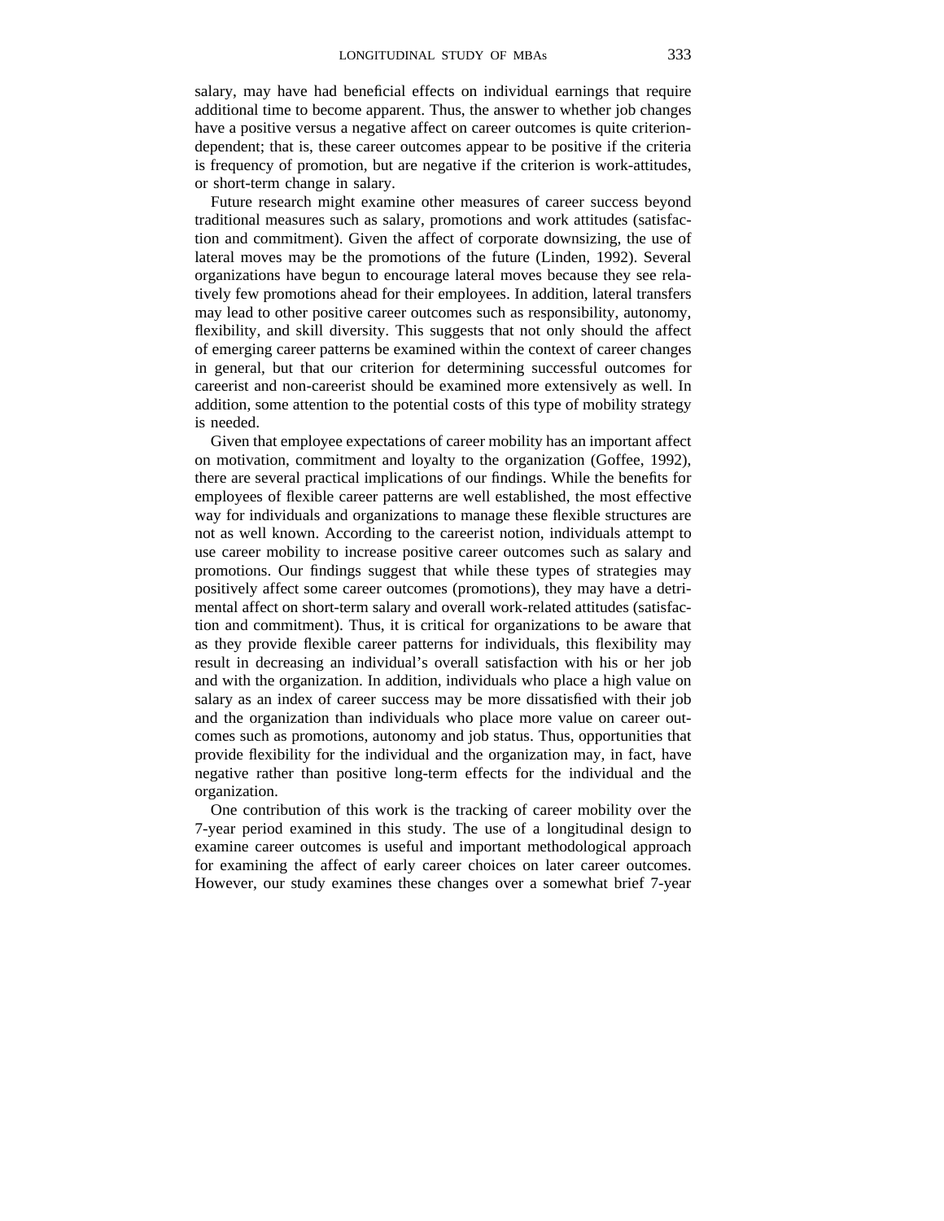salary, may have had beneficial effects on individual earnings that require additional time to become apparent. Thus, the answer to whether job changes have a positive versus a negative affect on career outcomes is quite criterion-dependent; that is, these career outcomes appear to be positive if the criteria is frequency of promotion, but are negative if the criterion is work-attitudes, or short-term change in salary.

Future research might examine other measures of career success beyond traditional measures such as salary, promotions and work attitudes (satisfaction and commitment). Given the affect of corporate downsizing, the use of lateral moves may be the promotions of the future (Linden, 1992). Several organizations have begun to encourage lateral moves because they see relatively few promotions ahead for their employees. In addition, lateral transfers may lead to other positive career outcomes such as responsibility, autonomy, flexibility, and skill diversity. This suggests that not only should the affect of emerging career patterns be examined within the context of career changes in general, but that our criterion for determining successful outcomes for careerist and non-careerist should be examined more extensively as well. In addition, some attention to the potential costs of this type of mobility strategy is needed.

Given that employee expectations of career mobility has an important affect on motivation, commitment and loyalty to the organization (Goffee, 1992), there are several practical implications of our findings. While the benefits for employees of flexible career patterns are well established, the most effective way for individuals and organizations to manage these flexible structures are not as well known. According to the careerist notion, individuals attempt to use career mobility to increase positive career outcomes such as salary and promotions. Our findings suggest that while these types of strategies may positively affect some career outcomes (promotions), they may have a detrimental affect on short-term salary and overall work-related attitudes (satisfaction and commitment). Thus, it is critical for organizations to be aware that as they provide flexible career patterns for individuals, this flexibility may result in decreasing an individual's overall satisfaction with his or her job and with the organization. In addition, individuals who place a high value on salary as an index of career success may be more dissatisfied with their job and the organization than individuals who place more value on career outcomes such as promotions, autonomy and job status. Thus, opportunities that provide flexibility for the individual and the organization may, in fact, have negative rather than positive long-term effects for the individual and the organization.

One contribution of this work is the tracking of career mobility over the 7-year period examined in this study. The use of a longitudinal design to examine career outcomes is useful and important methodological approach for examining the affect of early career choices on later career outcomes. However, our study examines these changes over a somewhat brief 7-year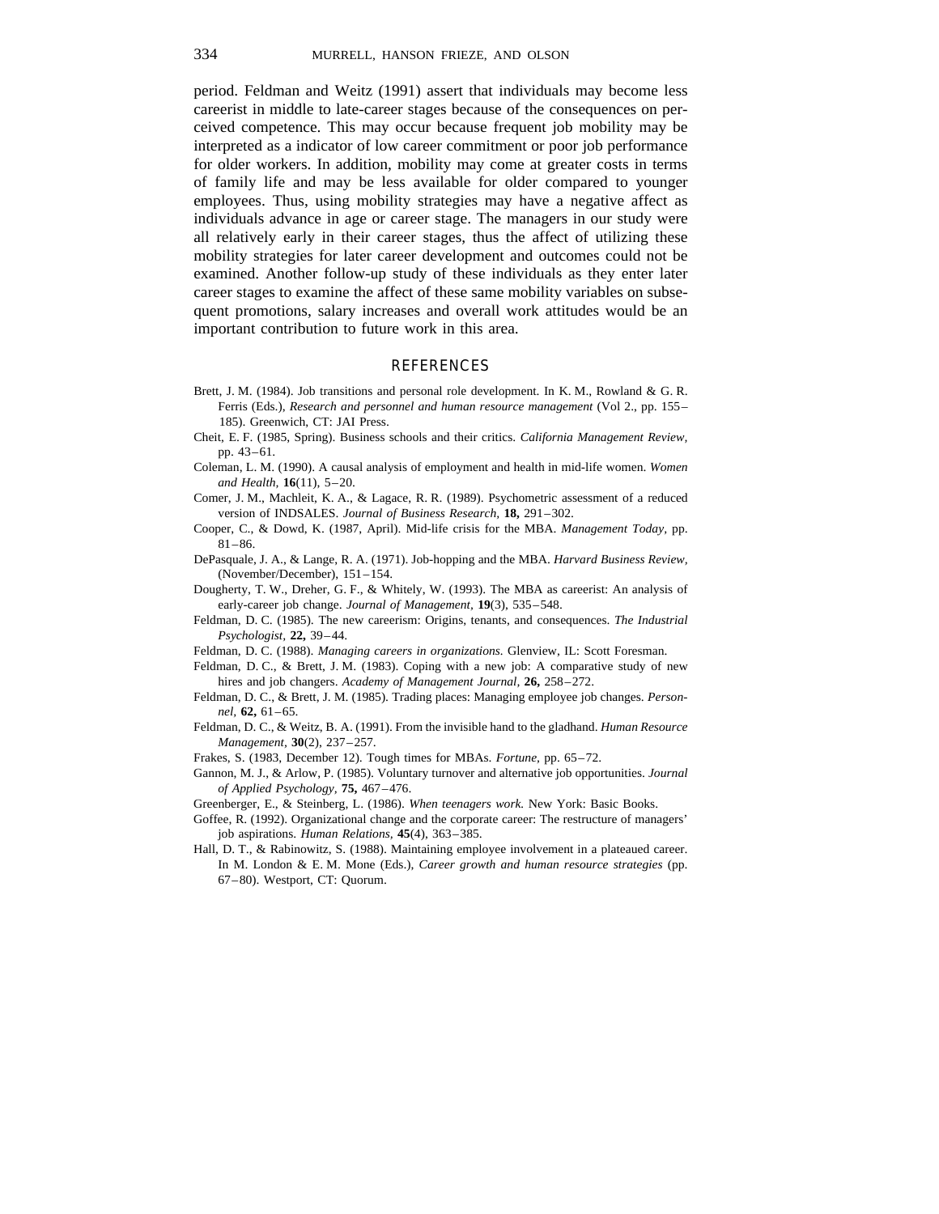period. Feldman and Weitz (1991) assert that individuals may become less careerist in middle to late-career stages because of the consequences on perceived competence. This may occur because frequent job mobility may be interpreted as a indicator of low career commitment or poor job performance for older workers. In addition, mobility may come at greater costs in terms of family life and may be less available for older compared to younger employees. Thus, using mobility strategies may have a negative affect as individuals advance in age or career stage. The managers in our study were all relatively early in their career stages, thus the affect of utilizing these mobility strategies for later career development and outcomes could not be examined. Another follow-up study of these individuals as they enter later career stages to examine the affect of these same mobility variables on subsequent promotions, salary increases and overall work attitudes would be an important contribution to future work in this area.

## REFERENCES

Brett, J. M. (1984). Job transitions and personal role development. In K. M., Rowland & G. R. Ferris (Eds.), *Research and personnel and human resource management* (Vol 2., pp. 155–185). Greenwich, CT: JAI Press.

Cheit, E. F. (1985, Spring). Business schools and their critics. *California Management Review,* pp. 43–61.

Coleman, L. M. (1990). A causal analysis of employment and health in mid-life women. *Women and Health,* **16**(11), 5–20.

Comer, J. M., Machleit, K. A., & Lagace, R. R. (1989). Psychometric assessment of a reduced version of INDSALES. *Journal of Business Research,* **18,** 291–302.

Cooper, C., & Dowd, K. (1987, April). Mid-life crisis for the MBA. *Management Today,* pp. 81–86.

DePasquale, J. A., & Lange, R. A. (1971). Job-hopping and the MBA. *Harvard Business Review,* (November/December), 151–154.

Dougherty, T. W., Dreher, G. F., & Whitely, W. (1993). The MBA as careerist: An analysis of early-career job change. *Journal of Management,* **19**(3), 535–548.

Feldman, D. C. (1985). The new careerism: Origins, tenants, and consequences. *The Industrial Psychologist,* **22,** 39–44.

Feldman, D. C. (1988). *Managing careers in organizations.* Glenview, IL: Scott Foresman.

Feldman, D. C., & Brett, J. M. (1983). Coping with a new job: A comparative study of new hires and job changers. *Academy of Management Journal,* **26,** 258–272.

Feldman, D. C., & Brett, J. M. (1985). Trading places: Managing employee job changes. *Personnel,* **62,** 61–65.

Feldman, D. C., & Weitz, B. A. (1991). From the invisible hand to the gladhand. *Human Resource Management,* **30**(2), 237–257.

Frakes, S. (1983, December 12). Tough times for MBAs. *Fortune,* pp. 65–72.

Gannon, M. J., & Arlow, P. (1985). Voluntary turnover and alternative job opportunities. *Journal of Applied Psychology,* **75,** 467–476.

Greenberger, E., & Steinberg, L. (1986). *When teenagers work.* New York: Basic Books.

Goffee, R. (1992). Organizational change and the corporate career: The restructure of managers' job aspirations. *Human Relations,* **45**(4), 363–385.

Hall, D. T., & Rabinowitz, S. (1988). Maintaining employee involvement in a plateaued career. In M. London & E. M. Mone (Eds.), *Career growth and human resource strategies* (pp. 67–80). Westport, CT: Quorum.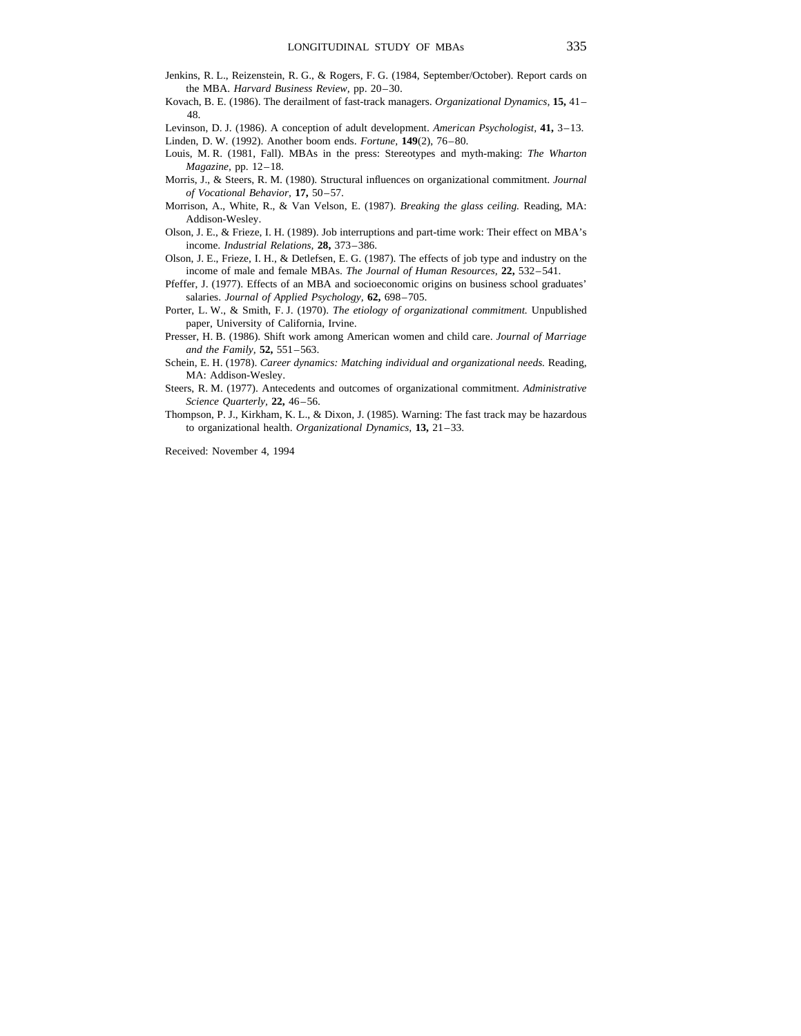Jenkins, R. L., Reizenstein, R. G., & Rogers, F. G. (1984, September/October). Report cards on the MBA. *Harvard Business Review,* pp. 20–30.

Kovach, B. E. (1986). The derailment of fast-track managers. *Organizational Dynamics,* **15,** 41–48.

Levinson, D. J. (1986). A conception of adult development. *American Psychologist,* **41,** 3–13.

Linden, D. W. (1992). Another boom ends. *Fortune,* **149**(2), 76–80.

Louis, M. R. (1981, Fall). MBAs in the press: Stereotypes and myth-making: *The Wharton Magazine,* pp. 12–18.

Morris, J., & Steers, R. M. (1980). Structural influences on organizational commitment. *Journal of Vocational Behavior,* **17,** 50–57.

Morrison, A., White, R., & Van Velson, E. (1987). *Breaking the glass ceiling.* Reading, MA: Addison-Wesley.

Olson, J. E., & Frieze, I. H. (1989). Job interruptions and part-time work: Their effect on MBA's income. *Industrial Relations,* **28,** 373–386.

Olson, J. E., Frieze, I. H., & Detlefsen, E. G. (1987). The effects of job type and industry on the income of male and female MBAs. *The Journal of Human Resources,* **22,** 532–541.

Pfeffer, J. (1977). Effects of an MBA and socioeconomic origins on business school graduates' salaries. *Journal of Applied Psychology,* **62,** 698–705.

Porter, L. W., & Smith, F. J. (1970). *The etiology of organizational commitment.* Unpublished paper, University of California, Irvine.

Presser, H. B. (1986). Shift work among American women and child care. *Journal of Marriage and the Family,* **52,** 551–563.

Schein, E. H. (1978). *Career dynamics: Matching individual and organizational needs.* Reading, MA: Addison-Wesley.

Steers, R. M. (1977). Antecedents and outcomes of organizational commitment. *Administrative Science Quarterly,* **22,** 46–56.

Thompson, P. J., Kirkham, K. L., & Dixon, J. (1985). Warning: The fast track may be hazardous to organizational health. *Organizational Dynamics,* **13,** 21–33.

Received: November 4, 1994